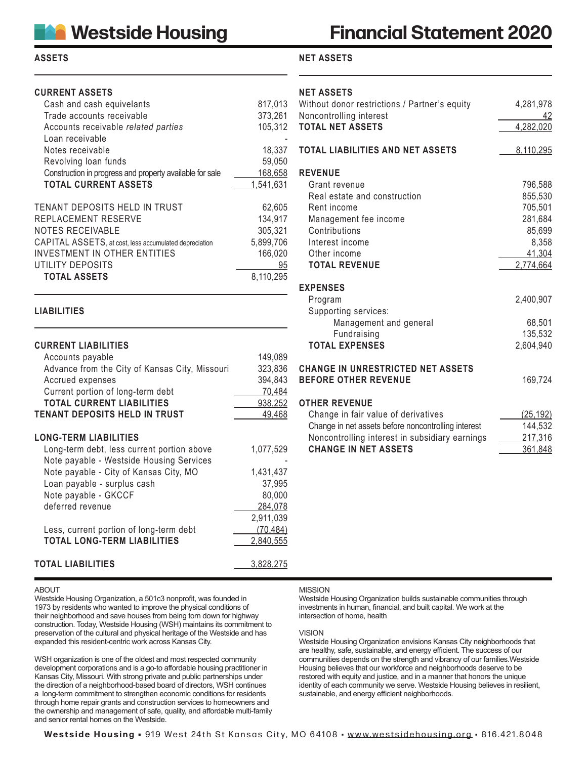# Westside Housing

# Financial Statement 2020

## ASSETS

| CURRENT ASSETS | |
|---|---|
| Cash and cash equivelants | 817,013 |
| Trade accounts receivable | 373,261 |
| Accounts receivable *related parties* | 105,312 |
| Loan receivable | - |
| Notes receivable | 18,337 |
| Revolving loan funds | 59,050 |
| Construction in progress and property available for sale | 168,658 |
| **TOTAL CURRENT ASSETS** | 1,541,631 |
| | |
| TENANT DEPOSITS HELD IN TRUST | 62,605 |
| REPLACEMENT RESERVE | 134,917 |
| NOTES RECEIVABLE | 305,321 |
| CAPITAL ASSETS, at cost, less accumulated depreciation | 5,899,706 |
| INVESTMENT IN OTHER ENTITIES | 166,020 |
| UTILITY DEPOSITS | 95 |
| **TOTAL ASSETS** | 8,110,295 |

## LIABILITIES

| CURRENT LIABILITIES | |
|---|---|
| Accounts payable | 149,089 |
| Advance from the City of Kansas City, Missouri | 323,836 |
| Accrued expenses | 394,843 |
| Current portion of long-term debt | 70,484 |
| **TOTAL CURRENT LIABILITIES** | 938,252 |
| **TENANT DEPOSITS HELD IN TRUST** | 49,468 |
| | |
| **LONG-TERM LIABILITIES** | |
| Long-term debt, less current portion above | 1,077,529 |
| Note payable - Westside Housing Services | - |
| Note payable - City of Kansas City, MO | 1,431,437 |
| Loan payable - surplus cash | 37,995 |
| Note payable - GKCCF | 80,000 |
| deferred revenue | 284,078 |
| | 2,911,039 |
| Less, current portion of long-term debt | (70,484) |
| **TOTAL LONG-TERM LIABILITIES** | 2,840,555 |
| | |
| **TOTAL LIABILITIES** | 3,828,275 |

## NET ASSETS

| NET ASSETS | |
|---|---|
| Without donor restrictions / Partner's equity | 4,281,978 |
| Noncontrolling interest | 42 |
| **TOTAL NET ASSETS** | 4,282,020 |
| | |
| **TOTAL LIABILITIES AND NET ASSETS** | 8,110,295 |
| | |
| **REVENUE** | |
| Grant revenue | 796,588 |
| Real estate and construction | 855,530 |
| Rent income | 705,501 |
| Management fee income | 281,684 |
| Contributions | 85,699 |
| Interest income | 8,358 |
| Other income | 41,304 |
| **TOTAL REVENUE** | 2,774,664 |
| | |
| **EXPENSES** | |
| Program | 2,400,907 |
| Supporting services: | |
| Management and general | 68,501 |
| Fundraising | 135,532 |
| **TOTAL EXPENSES** | 2,604,940 |
| | |
| **CHANGE IN UNRESTRICTED NET ASSETS BEFORE OTHER REVENUE** | 169,724 |
| | |
| **OTHER REVENUE** | |
| Change in fair value of derivatives | (25,192) |
| Change in net assets before noncontrolling interest | 144,532 |
| Noncontrolling interest in subsidiary earnings | 217,316 |
| **CHANGE IN NET ASSETS** | 361,848 |

### ABOUT

Westside Housing Organization, a 501c3 nonprofit, was founded in 1973 by residents who wanted to improve the physical conditions of their neighborhood and save houses from being torn down for highway construction. Today, Westside Housing (WSH) maintains its commitment to preservation of the cultural and physical heritage of the Westside and has expanded this resident-centric work across Kansas City.

WSH organization is one of the oldest and most respected community development corporations and is a go-to affordable housing practitioner in Kansas City, Missouri. With strong private and public partnerships under the direction of a neighborhood-based board of directors, WSH continues a long-term commitment to strengthen economic conditions for residents through home repair grants and construction services to homeowners and the ownership and management of safe, quality, and affordable multi-family and senior rental homes on the Westside.

### MISSION

Westside Housing Organization builds sustainable communities through investments in human, financial, and built capital. We work at the intersection of home, health

### VISION

Westside Housing Organization envisions Kansas City neighborhoods that are healthy, safe, sustainable, and energy efficient. The success of our communities depends on the strength and vibrancy of our families.Westside Housing believes that our workforce and neighborhoods deserve to be restored with equity and justice, and in a manner that honors the unique identity of each community we serve. Westside Housing believes in resilient, sustainable, and energy efficient neighborhoods.

**Westside Housing** ▪ 919 West 24th St Kansas City, MO 64108 ▪ www.westsidehousing.org ▪ 816.421.8048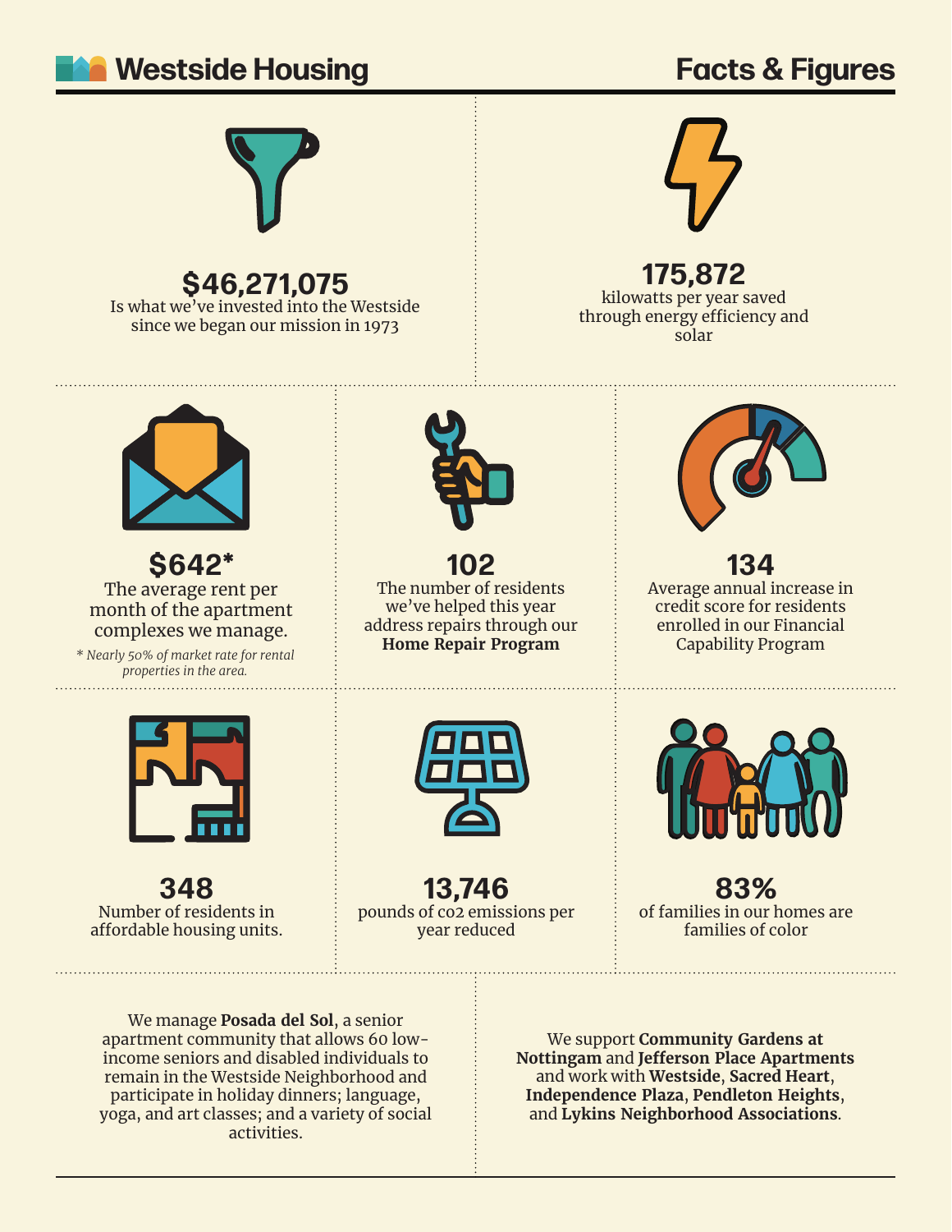# Westside Housing

## Facts & Figures

**$46,271,075**
Is what we've invested into the Westside since we began our mission in 1973

**175,872**
kilowatts per year saved through energy efficiency and solar

**$642***
The average rent per month of the apartment complexes we manage.

*\* Nearly 50% of market rate for rental properties in the area.*

**102**
The number of residents we've helped this year address repairs through our **Home Repair Program**

**134**
Average annual increase in credit score for residents enrolled in our Financial Capability Program

**348**
Number of residents in affordable housing units.

**13,746**
pounds of co2 emissions per year reduced

**83%**
of families in our homes are families of color

We manage **Posada del Sol**, a senior apartment community that allows 60 low-income seniors and disabled individuals to remain in the Westside Neighborhood and participate in holiday dinners; language, yoga, and art classes; and a variety of social activities.

We support **Community Gardens at Nottingam** and **Jefferson Place Apartments** and work with **Westside**, **Sacred Heart**, **Independence Plaza**, **Pendleton Heights**, and **Lykins Neighborhood Associations**.